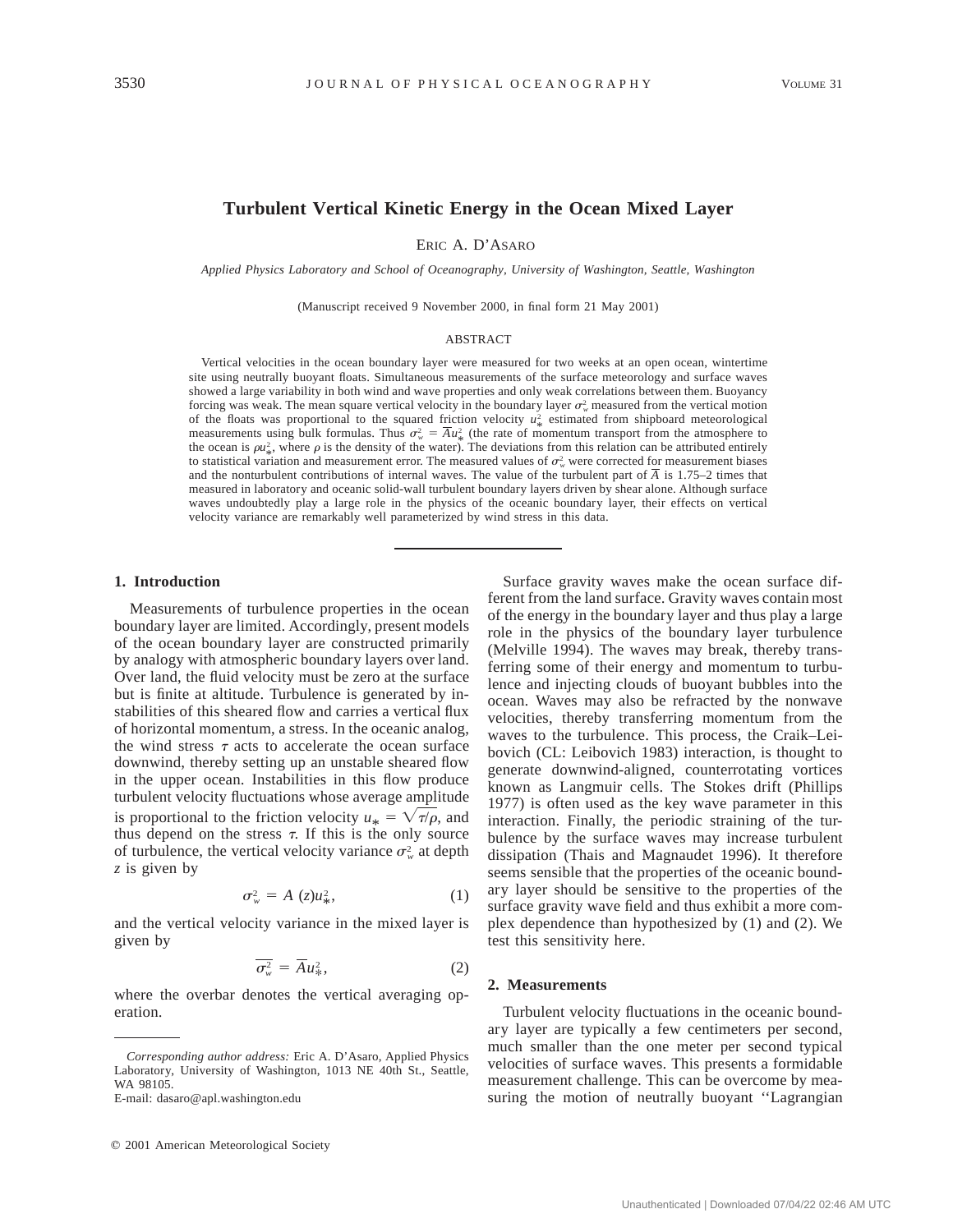# Turbulent Vertical Kinetic Energy in the Ocean Mixed Layer

ERIC A. D'ASARO

*Applied Physics Laboratory and School of Oceanography, University of Washington, Seattle, Washington*

(Manuscript received 9 November 2000, in final form 21 May 2001)

## ABSTRACT

Vertical velocities in the ocean boundary layer were measured for two weeks at an open ocean, wintertime site using neutrally buoyant floats. Simultaneous measurements of the surface meteorology and surface waves showed a large variability in both wind and wave properties and only weak correlations between them. Buoyancy forcing was weak. The mean square vertical velocity in the boundary layer $\sigma_w^2$ measured from the vertical motion of the floats was proportional to the squared friction velocity $u_*^2$ estimated from shipboard meteorological measurements using bulk formulas. Thus $\sigma_w^2 = \overline{A}u_*^2$ (the rate of momentum transport from the atmosphere to the ocean is $\rho u_*^2$, where $\rho$ is the density of the water). The deviations from this relation can be attributed entirely to statistical variation and measurement error. The measured values of $\sigma_w^2$ were corrected for measurement biases and the nonturbulent contributions of internal waves. The value of the turbulent part of $\overline{A}$ is 1.75–2 times that measured in laboratory and oceanic solid-wall turbulent boundary layers driven by shear alone. Although surface waves undoubtedly play a large role in the physics of the oceanic boundary layer, their effects on vertical velocity variance are remarkably well parameterized by wind stress in this data.

## 1. Introduction

Measurements of turbulence properties in the ocean boundary layer are limited. Accordingly, present models of the ocean boundary layer are constructed primarily by analogy with atmospheric boundary layers over land. Over land, the fluid velocity must be zero at the surface but is finite at altitude. Turbulence is generated by instabilities of this sheared flow and carries a vertical flux of horizontal momentum, a stress. In the oceanic analog, the wind stress $\tau$ acts to accelerate the ocean surface downwind, thereby setting up an unstable sheared flow in the upper ocean. Instabilities in this flow produce turbulent velocity fluctuations whose average amplitude is proportional to the friction velocity $u_* = \sqrt{\tau/\rho}$, and thus depend on the stress $\tau$. If this is the only source of turbulence, the vertical velocity variance $\sigma_w^2$ at depth $z$ is given by

$$\sigma_w^2 = A\,(z)u_*^2, \qquad (1)$$

and the vertical velocity variance in the mixed layer is given by

$$\overline{\sigma_w^2} = \overline{A}u_*^2, \qquad (2)$$

where the overbar denotes the vertical averaging operation.

Surface gravity waves make the ocean surface different from the land surface. Gravity waves contain most of the energy in the boundary layer and thus play a large role in the physics of the boundary layer turbulence (Melville 1994). The waves may break, thereby transferring some of their energy and momentum to turbulence and injecting clouds of buoyant bubbles into the ocean. Waves may also be refracted by the nonwave velocities, thereby transferring momentum from the waves to the turbulence. This process, the Craik–Leibovich (CL: Leibovich 1983) interaction, is thought to generate downwind-aligned, counterrotating vortices known as Langmuir cells. The Stokes drift (Phillips 1977) is often used as the key wave parameter in this interaction. Finally, the periodic straining of the turbulence by the surface waves may increase turbulent dissipation (Thais and Magnaudet 1996). It therefore seems sensible that the properties of the oceanic boundary layer should be sensitive to the properties of the surface gravity wave field and thus exhibit a more complex dependence than hypothesized by (1) and (2). We test this sensitivity here.

## 2. Measurements

Turbulent velocity fluctuations in the oceanic boundary layer are typically a few centimeters per second, much smaller than the one meter per second typical velocities of surface waves. This presents a formidable measurement challenge. This can be overcome by measuring the motion of neutrally buoyant ''Lagrangian

---

*Corresponding author address:* Eric A. D'Asaro, Applied Physics Laboratory, University of Washington, 1013 NE 40th St., Seattle, WA 98105.
E-mail: dasaro@apl.washington.edu

© 2001 American Meteorological Society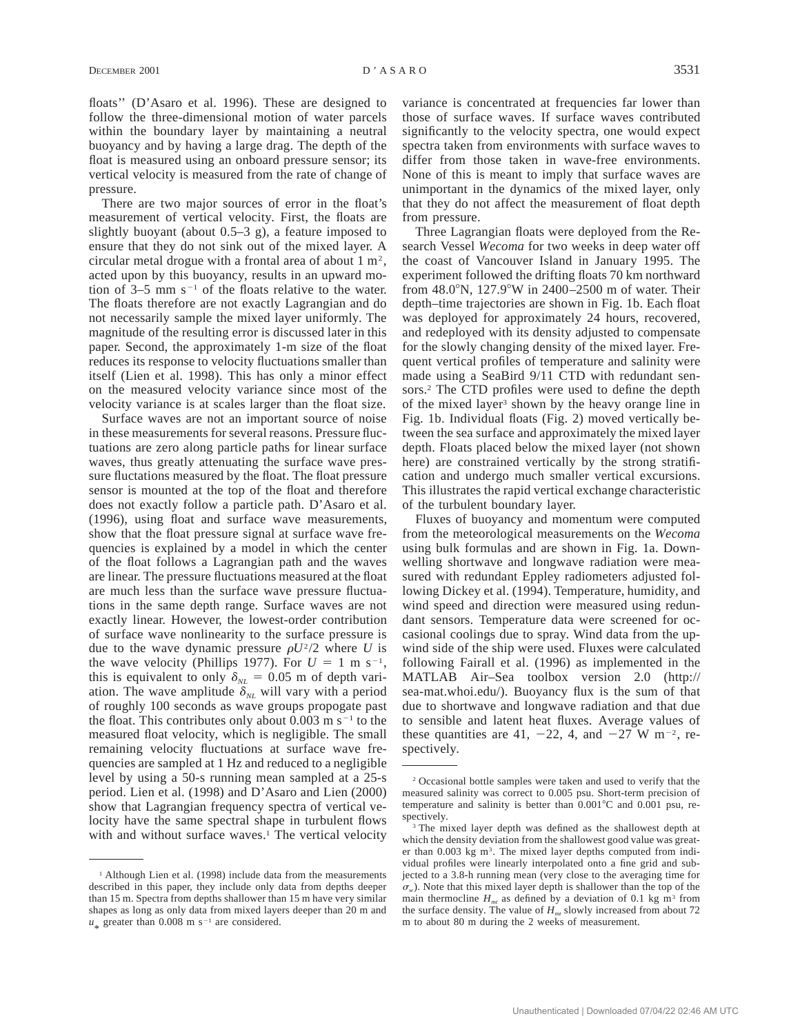floats'' (D'Asaro et al. 1996). These are designed to follow the three-dimensional motion of water parcels within the boundary layer by maintaining a neutral buoyancy and by having a large drag. The depth of the float is measured using an onboard pressure sensor; its vertical velocity is measured from the rate of change of pressure.

There are two major sources of error in the float's measurement of vertical velocity. First, the floats are slightly buoyant (about 0.5–3 g), a feature imposed to ensure that they do not sink out of the mixed layer. A circular metal drogue with a frontal area of about 1 m$^2$, acted upon by this buoyancy, results in an upward motion of 3–5 mm s$^{-1}$ of the floats relative to the water. The floats therefore are not exactly Lagrangian and do not necessarily sample the mixed layer uniformly. The magnitude of the resulting error is discussed later in this paper. Second, the approximately 1-m size of the float reduces its response to velocity fluctuations smaller than itself (Lien et al. 1998). This has only a minor effect on the measured velocity variance since most of the velocity variance is at scales larger than the float size.

Surface waves are not an important source of noise in these measurements for several reasons. Pressure fluctuations are zero along particle paths for linear surface waves, thus greatly attenuating the surface wave pressure fluctations measured by the float. The float pressure sensor is mounted at the top of the float and therefore does not exactly follow a particle path. D'Asaro et al. (1996), using float and surface wave measurements, show that the float pressure signal at surface wave frequencies is explained by a model in which the center of the float follows a Lagrangian path and the waves are linear. The pressure fluctuations measured at the float are much less than the surface wave pressure fluctuations in the same depth range. Surface waves are not exactly linear. However, the lowest-order contribution of surface wave nonlinearity to the surface pressure is due to the wave dynamic pressure $\rho U^2/2$ where $U$ is the wave velocity (Phillips 1977). For $U = 1$ m s$^{-1}$, this is equivalent to only $\delta_{NL} = 0.05$ m of depth variation. The wave amplitude $\delta_{NL}$ will vary with a period of roughly 100 seconds as wave groups propogate past the float. This contributes only about 0.003 m s$^{-1}$ to the measured float velocity, which is negligible. The small remaining velocity fluctuations at surface wave frequencies are sampled at 1 Hz and reduced to a negligible level by using a 50-s running mean sampled at a 25-s period. Lien et al. (1998) and D'Asaro and Lien (2000) show that Lagrangian frequency spectra of vertical velocity have the same spectral shape in turbulent flows with and without surface waves.[1] The vertical velocity variance is concentrated at frequencies far lower than those of surface waves. If surface waves contributed significantly to the velocity spectra, one would expect spectra taken from environments with surface waves to differ from those taken in wave-free environments. None of this is meant to imply that surface waves are unimportant in the dynamics of the mixed layer, only that they do not affect the measurement of float depth from pressure.

Three Lagrangian floats were deployed from the Research Vessel *Wecoma* for two weeks in deep water off the coast of Vancouver Island in January 1995. The experiment followed the drifting floats 70 km northward from 48.0°N, 127.9°W in 2400–2500 m of water. Their depth–time trajectories are shown in Fig. 1b. Each float was deployed for approximately 24 hours, recovered, and redeployed with its density adjusted to compensate for the slowly changing density of the mixed layer. Frequent vertical profiles of temperature and salinity were made using a SeaBird 9/11 CTD with redundant sensors.[2] The CTD profiles were used to define the depth of the mixed layer[3] shown by the heavy orange line in Fig. 1b. Individual floats (Fig. 2) moved vertically between the sea surface and approximately the mixed layer depth. Floats placed below the mixed layer (not shown here) are constrained vertically by the strong stratification and undergo much smaller vertical excursions. This illustrates the rapid vertical exchange characteristic of the turbulent boundary layer.

Fluxes of buoyancy and momentum were computed from the meteorological measurements on the *Wecoma* using bulk formulas and are shown in Fig. 1a. Downwelling shortwave and longwave radiation were measured with redundant Eppley radiometers adjusted following Dickey et al. (1994). Temperature, humidity, and wind speed and direction were measured using redundant sensors. Temperature data were screened for occasional coolings due to spray. Wind data from the upwind side of the ship were used. Fluxes were calculated following Fairall et al. (1996) as implemented in the MATLAB Air–Sea toolbox version 2.0 (http://sea-mat.whoi.edu/). Buoyancy flux is the sum of that due to shortwave and longwave radiation and that due to sensible and latent heat fluxes. Average values of these quantities are 41, −22, 4, and −27 W m$^{-2}$, respectively.

[1] Although Lien et al. (1998) include data from the measurements described in this paper, they include only data from depths deeper than 15 m. Spectra from depths shallower than 15 m have very similar shapes as long as only data from mixed layers deeper than 20 m and $u_*$ greater than 0.008 m s$^{-1}$ are considered.

[2] Occasional bottle samples were taken and used to verify that the measured salinity was correct to 0.005 psu. Short-term precision of temperature and salinity is better than 0.001°C and 0.001 psu, respectively.

[3] The mixed layer depth was defined as the shallowest depth at which the density deviation from the shallowest good value was greater than 0.003 kg m$^3$. The mixed layer depths computed from individual profiles were linearly interpolated onto a fine grid and subjected to a 3.8-h running mean (very close to the averaging time for $\sigma_w$). Note that this mixed layer depth is shallower than the top of the main thermocline $H_{mt}$ as defined by a deviation of 0.1 kg m$^3$ from the surface density. The value of $H_{mt}$ slowly increased from about 72 m to about 80 m during the 2 weeks of measurement.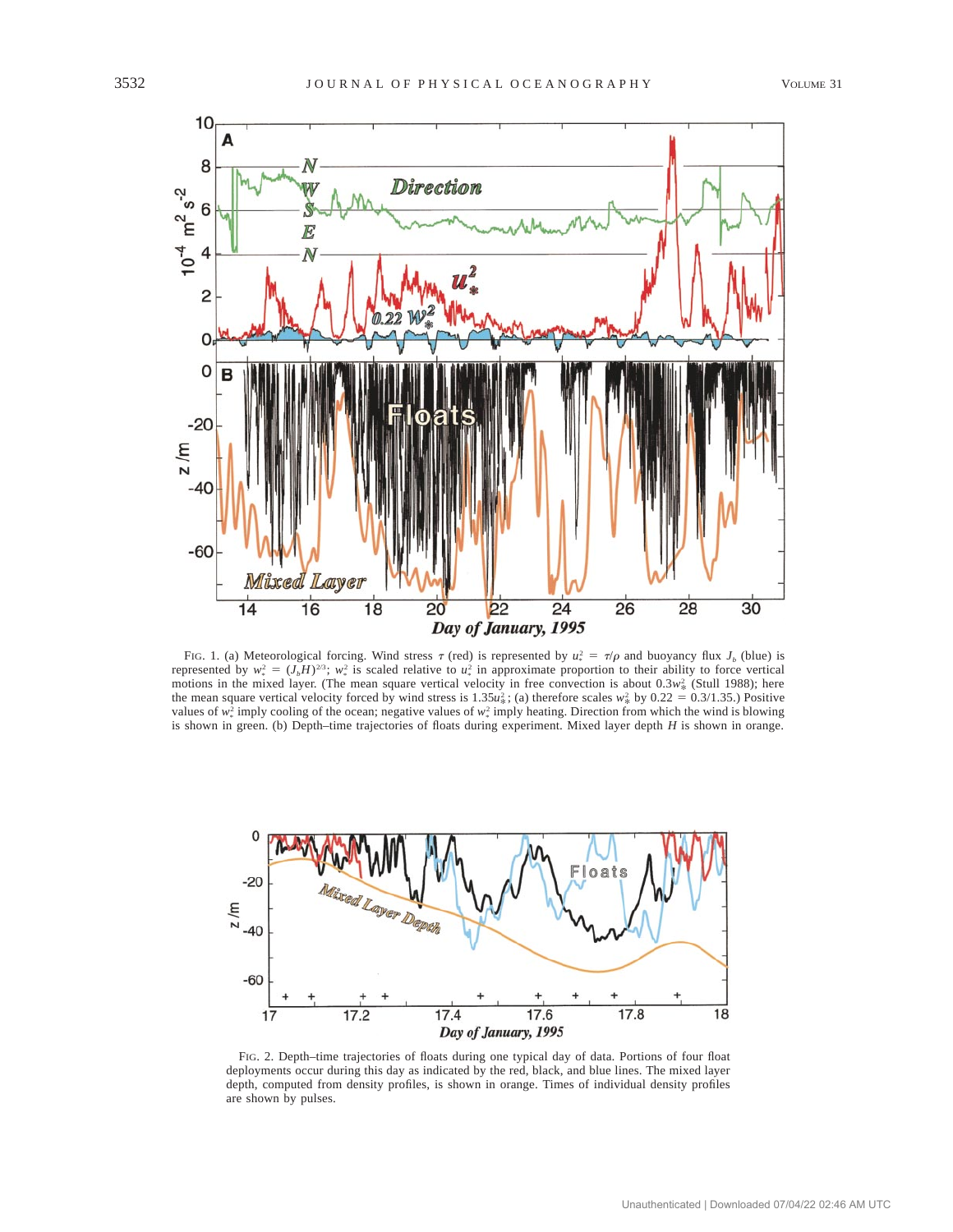FIG. 1. (a) Meteorological forcing. Wind stress $\tau$ (red) is represented by $u_*^2 = \tau/\rho$ and buoyancy flux $J_b$ (blue) is represented by $w_*^2 = (J_b H)^{2/3}$; $w_*^2$ is scaled relative to $u_*^2$ in approximate proportion to their ability to force vertical motions in the mixed layer. (The mean square vertical velocity in free convection is about $0.3w_*^2$ (Stull 1988); here the mean square vertical velocity forced by wind stress is $1.35u_*^2$; (a) therefore scales $w_*^2$ by $0.22 = 0.3/1.35$.) Positive values of $w_*^2$ imply cooling of the ocean; negative values of $w_*^2$ imply heating. Direction from which the wind is blowing is shown in green. (b) Depth–time trajectories of floats during experiment. Mixed layer depth $H$ is shown in orange.

FIG. 2. Depth–time trajectories of floats during one typical day of data. Portions of four float deployments occur during this day as indicated by the red, black, and blue lines. The mixed layer depth, computed from density profiles, is shown in orange. Times of individual density profiles are shown by pulses.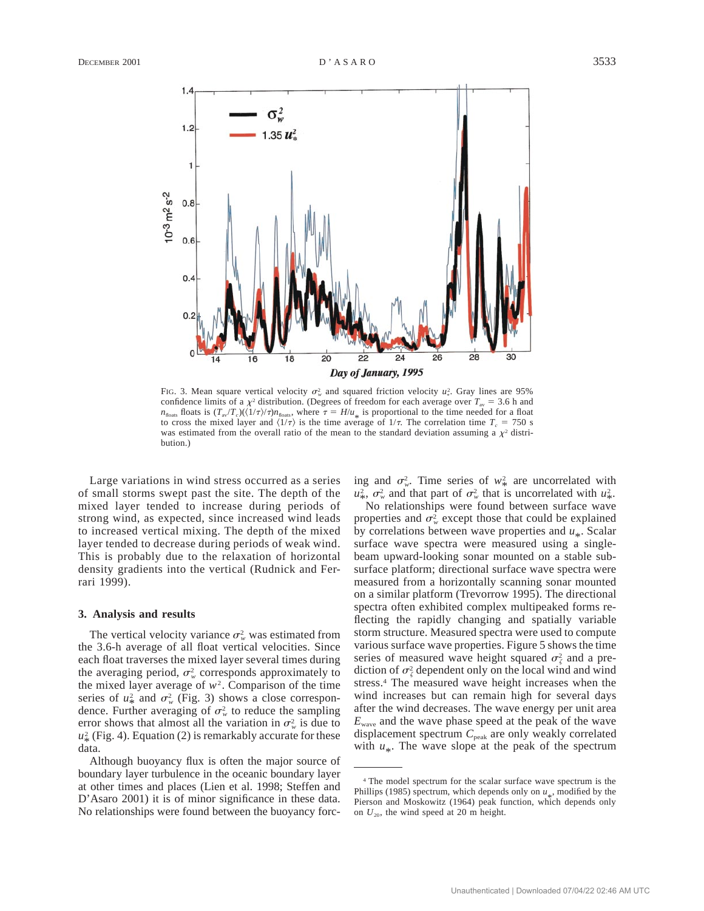FIG. 3. Mean square vertical velocity $\sigma_w^2$ and squared friction velocity $u_*^2$. Gray lines are 95% confidence limits of a $\chi^2$ distribution. (Degrees of freedom for each average over $T_{av} = 3.6$ h and $n_{floats}$ floats is $(T_{av}/T_c)(\langle 1/\tau \rangle/\tau)n_{floats}$, where $\tau = H/u_*$ is proportional to the time needed for a float to cross the mixed layer and $\langle 1/\tau \rangle$ is the time average of $1/\tau$. The correlation time $T_c = 750$ s was estimated from the overall ratio of the mean to the standard deviation assuming a $\chi^2$ distribution.)

Large variations in wind stress occurred as a series of small storms swept past the site. The depth of the mixed layer tended to increase during periods of strong wind, as expected, since increased wind leads to increased vertical mixing. The depth of the mixed layer tended to decrease during periods of weak wind. This is probably due to the relaxation of horizontal density gradients into the vertical (Rudnick and Ferrari 1999).

## 3. Analysis and results

The vertical velocity variance $\sigma_w^2$ was estimated from the 3.6-h average of all float vertical velocities. Since each float traverses the mixed layer several times during the averaging period, $\sigma_w^2$ corresponds approximately to the mixed layer average of $w^2$. Comparison of the time series of $u_*^2$ and $\sigma_w^2$ (Fig. 3) shows a close correspondence. Further averaging of $\sigma_w^2$ to reduce the sampling error shows that almost all the variation in $\sigma_w^2$ is due to $u_*^2$ (Fig. 4). Equation (2) is remarkably accurate for these data.

Although buoyancy flux is often the major source of boundary layer turbulence in the oceanic boundary layer at other times and places (Lien et al. 1998; Steffen and D'Asaro 2001) it is of minor significance in these data. No relationships were found between the buoyancy forcing and $\sigma_w^2$. Time series of $w_*^2$ are uncorrelated with $u_*^2$, $\sigma_w^2$ and that part of $\sigma_w^2$ that is uncorrelated with $u_*^2$.

No relationships were found between surface wave properties and $\sigma_w^2$ except those that could be explained by correlations between wave properties and $u_*$. Scalar surface wave spectra were measured using a single-beam upward-looking sonar mounted on a stable subsurface platform; directional surface wave spectra were measured from a horizontally scanning sonar mounted on a similar platform (Trevorrow 1995). The directional spectra often exhibited complex multipeaked forms reflecting the rapidly changing and spatially variable storm structure. Measured spectra were used to compute various surface wave properties. Figure 5 shows the time series of measured wave height squared $\sigma_\zeta^2$ and a prediction of $\sigma_\zeta^2$ dependent only on the local wind and wind stress.[4] The measured wave height increases when the wind increases but can remain high for several days after the wind decreases. The wave energy per unit area $E_{wave}$ and the wave phase speed at the peak of the wave displacement spectrum $C_{peak}$ are only weakly correlated with $u_*$. The wave slope at the peak of the spectrum

[4] The model spectrum for the scalar surface wave spectrum is the Phillips (1985) spectrum, which depends only on $u_*$, modified by the Pierson and Moskowitz (1964) peak function, which depends only on $U_{20}$, the wind speed at 20 m height.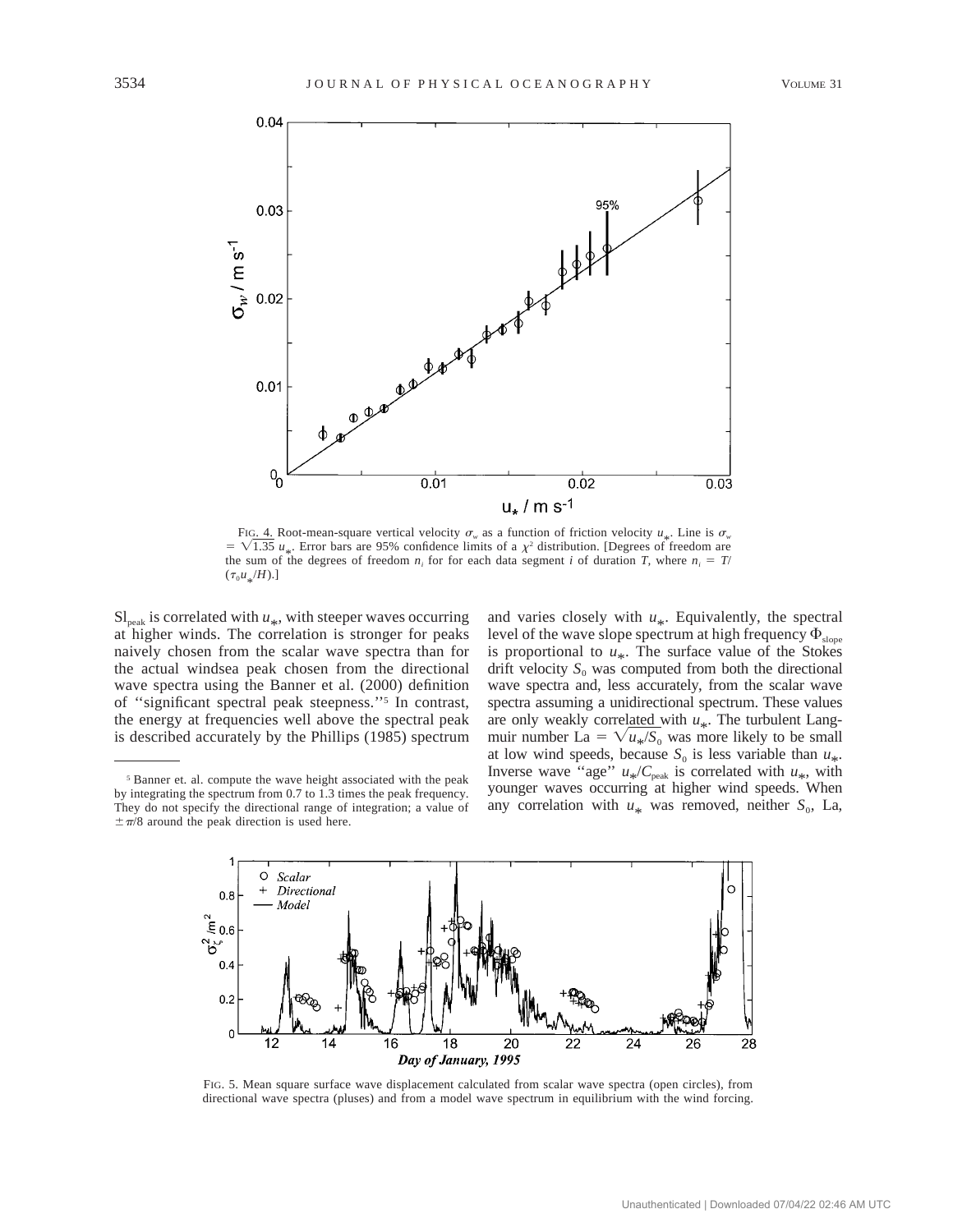FIG. 4. Root-mean-square vertical velocity $\sigma_w$ as a function of friction velocity $u_*$. Line is $\sigma_w = \sqrt{1.35}\,u_*$. Error bars are 95% confidence limits of a $\chi^2$ distribution. [Degrees of freedom are the sum of the degrees of freedom $n_i$ for for each data segment $i$ of duration $T$, where $n_i = T/(\tau_0 u_*/H)$.]

$\mathrm{Sl}_{\mathrm{peak}}$ is correlated with $u_*$, with steeper waves occurring at higher winds. The correlation is stronger for peaks naively chosen from the scalar wave spectra than for the actual windsea peak chosen from the directional wave spectra using the Banner et al. (2000) definition of "significant spectral peak steepness."[5] In contrast, the energy at frequencies well above the spectral peak is described accurately by the Phillips (1985) spectrum and varies closely with $u_*$. Equivalently, the spectral level of the wave slope spectrum at high frequency $\Phi_{\mathrm{slope}}$ is proportional to $u_*$. The surface value of the Stokes drift velocity $S_0$ was computed from both the directional wave spectra and, less accurately, from the scalar wave spectra assuming a unidirectional spectrum. These values are only weakly correlated with $u_*$. The turbulent Langmuir number $\mathrm{La} = \sqrt{u_*/S_0}$ was more likely to be small at low wind speeds, because $S_0$ is less variable than $u_*$. Inverse wave "age" $u_*/C_{\mathrm{peak}}$ is correlated with $u_*$, with younger waves occurring at higher wind speeds. When any correlation with $u_*$ was removed, neither $S_0$, La,

[5] Banner et. al. compute the wave height associated with the peak by integrating the spectrum from 0.7 to 1.3 times the peak frequency. They do not specify the directional range of integration; a value of $\pm\pi/8$ around the peak direction is used here.

FIG. 5. Mean square surface wave displacement calculated from scalar wave spectra (open circles), from directional wave spectra (pluses) and from a model wave spectrum in equilibrium with the wind forcing.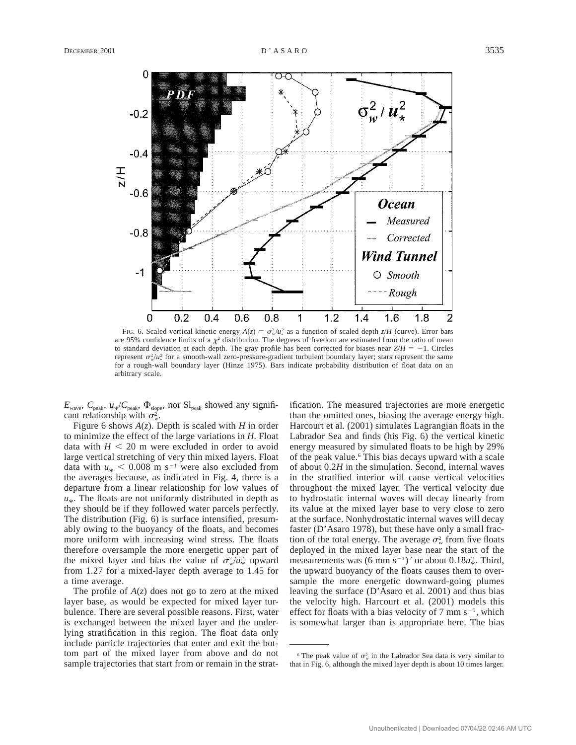FIG. 6. Scaled vertical kinetic energy $A(z) = \sigma_w^2/u_*^2$ as a function of scaled depth $z/H$ (curve). Error bars are 95% confidence limits of a $\chi^2$ distribution. The degrees of freedom are estimated from the ratio of mean to standard deviation at each depth. The gray profile has been corrected for biases near $Z/H = -1$. Circles represent $\sigma_w^2/u_*^2$ for a smooth-wall zero-pressure-gradient turbulent boundary layer; stars represent the same for a rough-wall boundary layer (Hinze 1975). Bars indicate probability distribution of float data on an arbitrary scale.

$E_{\rm wave}$, $C_{\rm peak}$, $u_*/C_{\rm peak}$, $\Phi_{\rm slope}$, nor $\mathrm{Sl}_{\rm peak}$ showed any significant relationship with $\sigma_w^2$.

Figure 6 shows $A(z)$. Depth is scaled with $H$ in order to minimize the effect of the large variations in $H$. Float data with $H < 20$ m were excluded in order to avoid large vertical stretching of very thin mixed layers. Float data with $u_* < 0.008$ m s$^{-1}$ were also excluded from the averages because, as indicated in Fig. 4, there is a departure from a linear relationship for low values of $u_*$. The floats are not uniformly distributed in depth as they should be if they followed water parcels perfectly. The distribution (Fig. 6) is surface intensified, presumably owing to the buoyancy of the floats, and becomes more uniform with increasing wind stress. The floats therefore oversample the more energetic upper part of the mixed layer and bias the value of $\sigma_w^2/u_*^2$ upward from 1.27 for a mixed-layer depth average to 1.45 for a time average.

The profile of $A(z)$ does not go to zero at the mixed layer base, as would be expected for mixed layer turbulence. There are several possible reasons. First, water is exchanged between the mixed layer and the underlying stratification in this region. The float data only include particle trajectories that enter and exit the bottom part of the mixed layer from above and do not sample trajectories that start from or remain in the stratification. The measured trajectories are more energetic than the omitted ones, biasing the average energy high. Harcourt et al. (2001) simulates Lagrangian floats in the Labrador Sea and finds (his Fig. 6) the vertical kinetic energy measured by simulated floats to be high by 29% of the peak value.[6] This bias decays upward with a scale of about 0.2$H$ in the simulation. Second, internal waves in the stratified interior will cause vertical velocities throughout the mixed layer. The vertical velocity due to hydrostatic internal waves will decay linearly from its value at the mixed layer base to very close to zero at the surface. Nonhydrostatic internal waves will decay faster (D'Asaro 1978), but these have only a small fraction of the total energy. The average $\sigma_w^2$ from five floats deployed in the mixed layer base near the start of the measurements was (6 mm s$^{-1}$)$^2$ or about $0.18u_*^2$. Third, the upward buoyancy of the floats causes them to oversample the more energetic downward-going plumes leaving the surface (D'Asaro et al. 2001) and thus bias the velocity high. Harcourt et al. (2001) models this effect for floats with a bias velocity of 7 mm s$^{-1}$, which is somewhat larger than is appropriate here. The bias

[6] The peak value of $\sigma_w^2$ in the Labrador Sea data is very similar to that in Fig. 6, although the mixed layer depth is about 10 times larger.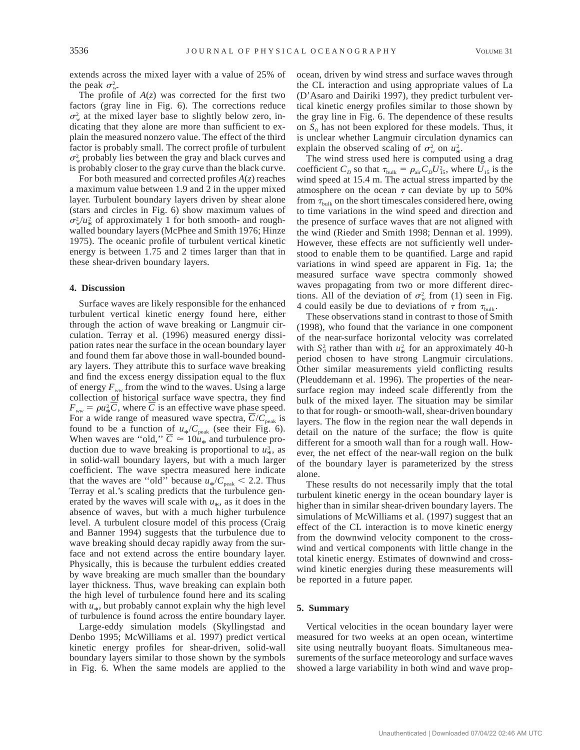extends across the mixed layer with a value of 25% of the peak $\sigma_w^2$.

The profile of $A(z)$ was corrected for the first two factors (gray line in Fig. 6). The corrections reduce $\sigma_w^2$ at the mixed layer base to slightly below zero, indicating that they alone are more than sufficient to explain the measured nonzero value. The effect of the third factor is probably small. The correct profile of turbulent $\sigma_w^2$ probably lies between the gray and black curves and is probably closer to the gray curve than the black curve.

For both measured and corrected profiles $A(z)$ reaches a maximum value between 1.9 and 2 in the upper mixed layer. Turbulent boundary layers driven by shear alone (stars and circles in Fig. 6) show maximum values of $\sigma_w^2/u_*^2$ of approximately 1 for both smooth- and rough-walled boundary layers (McPhee and Smith 1976; Hinze 1975). The oceanic profile of turbulent vertical kinetic energy is between 1.75 and 2 times larger than that in these shear-driven boundary layers.

## 4. Discussion

Surface waves are likely responsible for the enhanced turbulent vertical kinetic energy found here, either through the action of wave breaking or Langmuir circulation. Terray et al. (1996) measured energy dissipation rates near the surface in the ocean boundary layer and found them far above those in wall-bounded boundary layers. They attribute this to surface wave breaking and find the excess energy dissipation equal to the flux of energy $F_{ww}$ from the wind to the waves. Using a large collection of historical surface wave spectra, they find $F_{ww} = \rho u_*^2 \overline{C}$, where $\overline{C}$ is an effective wave phase speed. For a wide range of measured wave spectra, $\overline{C}/C_{\text{peak}}$ is found to be a function of $u_*/C_{\text{peak}}$ (see their Fig. 6). When waves are ''old,'' $\overline{C} \approx 10u_*$ and turbulence production due to wave breaking is proportional to $u_*^3$, as in solid-wall boundary layers, but with a much larger coefficient. The wave spectra measured here indicate that the waves are ''old'' because $u_*/C_{\text{peak}} < 2.2$. Thus Terray et al.'s scaling predicts that the turbulence generated by the waves will scale with $u_*$, as it does in the absence of waves, but with a much higher turbulence level. A turbulent closure model of this process (Craig and Banner 1994) suggests that the turbulence due to wave breaking should decay rapidly away from the surface and not extend across the entire boundary layer. Physically, this is because the turbulent eddies created by wave breaking are much smaller than the boundary layer thickness. Thus, wave breaking can explain both the high level of turbulence found here and its scaling with $u_*$, but probably cannot explain why the high level of turbulence is found across the entire boundary layer.

Large-eddy simulation models (Skyllingstad and Denbo 1995; McWilliams et al. 1997) predict vertical kinetic energy profiles for shear-driven, solid-wall boundary layers similar to those shown by the symbols in Fig. 6. When the same models are applied to the ocean, driven by wind stress and surface waves through the CL interaction and using appropriate values of La (D'Asaro and Dairiki 1997), they predict turbulent vertical kinetic energy profiles similar to those shown by the gray line in Fig. 6. The dependence of these results on $S_0$ has not been explored for these models. Thus, it is unclear whether Langmuir circulation dynamics can explain the observed scaling of $\sigma_w^2$ on $u_*^2$.

The wind stress used here is computed using a drag coefficient $C_D$ so that $\tau_{\text{bulk}} = \rho_{\text{air}} C_D U_{15}^2$, where $U_{15}$ is the wind speed at 15.4 m. The actual stress imparted by the atmosphere on the ocean $\tau$ can deviate by up to 50% from $\tau_{\text{bulk}}$ on the short timescales considered here, owing to time variations in the wind speed and direction and the presence of surface waves that are not aligned with the wind (Rieder and Smith 1998; Dennan et al. 1999). However, these effects are not sufficiently well understood to enable them to be quantified. Large and rapid variations in wind speed are apparent in Fig. 1a; the measured surface wave spectra commonly showed waves propagating from two or more different directions. All of the deviation of $\sigma_w^2$ from (1) seen in Fig. 4 could easily be due to deviations of $\tau$ from $\tau_{\text{bulk}}$.

These observations stand in contrast to those of Smith (1998), who found that the variance in one component of the near-surface horizontal velocity was correlated with $S_0^2$ rather than with $u_*^2$ for an approximately 40-h period chosen to have strong Langmuir circulations. Other similar measurements yield conflicting results (Pleuddemann et al. 1996). The properties of the near-surface region may indeed scale differently from the bulk of the mixed layer. The situation may be similar to that for rough- or smooth-wall, shear-driven boundary layers. The flow in the region near the wall depends in detail on the nature of the surface; the flow is quite different for a smooth wall than for a rough wall. However, the net effect of the near-wall region on the bulk of the boundary layer is parameterized by the stress alone.

These results do not necessarily imply that the total turbulent kinetic energy in the ocean boundary layer is higher than in similar shear-driven boundary layers. The simulations of McWilliams et al. (1997) suggest that an effect of the CL interaction is to move kinetic energy from the downwind velocity component to the crosswind and vertical components with little change in the total kinetic energy. Estimates of downwind and crosswind kinetic energies during these measurements will be reported in a future paper.

## 5. Summary

Vertical velocities in the ocean boundary layer were measured for two weeks at an open ocean, wintertime site using neutrally buoyant floats. Simultaneous measurements of the surface meteorology and surface waves showed a large variability in both wind and wave prop-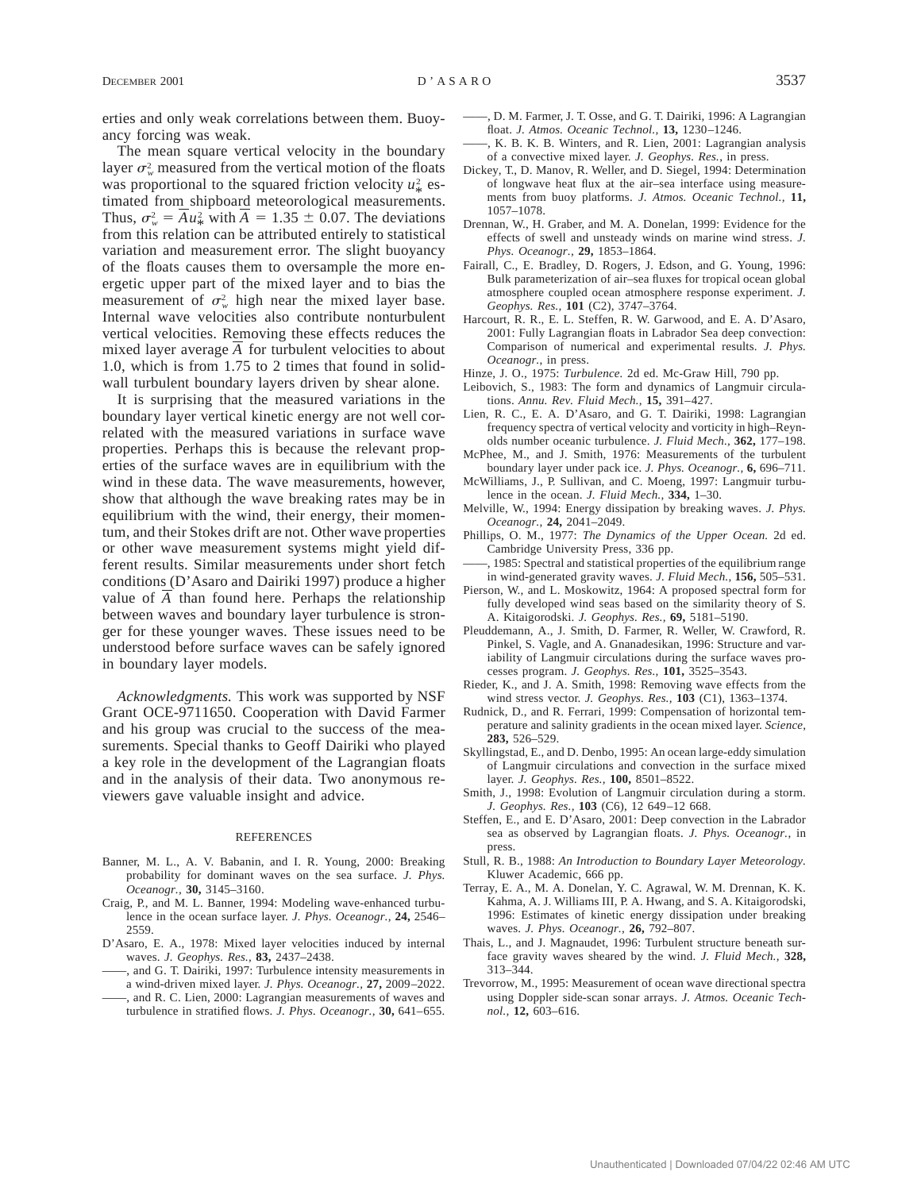erties and only weak correlations between them. Buoyancy forcing was weak.

The mean square vertical velocity in the boundary layer $\sigma_w^2$ measured from the vertical motion of the floats was proportional to the squared friction velocity $u_*^2$ estimated from shipboard meteorological measurements. Thus, $\sigma_w^2 = \overline{A}u_*^2$ with $\overline{A} = 1.35 \pm 0.07$. The deviations from this relation can be attributed entirely to statistical variation and measurement error. The slight buoyancy of the floats causes them to oversample the more energetic upper part of the mixed layer and to bias the measurement of $\sigma_w^2$ high near the mixed layer base. Internal wave velocities also contribute nonturbulent vertical velocities. Removing these effects reduces the mixed layer average $\overline{A}$ for turbulent velocities to about 1.0, which is from 1.75 to 2 times that found in solid-wall turbulent boundary layers driven by shear alone.

It is surprising that the measured variations in the boundary layer vertical kinetic energy are not well correlated with the measured variations in surface wave properties. Perhaps this is because the relevant properties of the surface waves are in equilibrium with the wind in these data. The wave measurements, however, show that although the wave breaking rates may be in equilibrium with the wind, their energy, their momentum, and their Stokes drift are not. Other wave properties or other wave measurement systems might yield different results. Similar measurements under short fetch conditions (D'Asaro and Dairiki 1997) produce a higher value of $\overline{A}$ than found here. Perhaps the relationship between waves and boundary layer turbulence is stronger for these younger waves. These issues need to be understood before surface waves can be safely ignored in boundary layer models.

*Acknowledgments.* This work was supported by NSF Grant OCE-9711650. Cooperation with David Farmer and his group was crucial to the success of the measurements. Special thanks to Geoff Dairiki who played a key role in the development of the Lagrangian floats and in the analysis of their data. Two anonymous reviewers gave valuable insight and advice.

## REFERENCES

Banner, M. L., A. V. Babanin, and I. R. Young, 2000: Breaking probability for dominant waves on the sea surface. *J. Phys. Oceanogr.,* **30,** 3145–3160.

Craig, P., and M. L. Banner, 1994: Modeling wave-enhanced turbulence in the ocean surface layer. *J. Phys. Oceanogr.,* **24,** 2546–2559.

D'Asaro, E. A., 1978: Mixed layer velocities induced by internal waves. *J. Geophys. Res.,* **83,** 2437–2438.

——, and G. T. Dairiki, 1997: Turbulence intensity measurements in a wind-driven mixed layer. *J. Phys. Oceanogr.,* **27,** 2009–2022.

——, and R. C. Lien, 2000: Lagrangian measurements of waves and turbulence in stratified flows. *J. Phys. Oceanogr.,* **30,** 641–655.

——, D. M. Farmer, J. T. Osse, and G. T. Dairiki, 1996: A Lagrangian float. *J. Atmos. Oceanic Technol.,* **13,** 1230–1246.

——, K. B. K. B. Winters, and R. Lien, 2001: Lagrangian analysis of a convective mixed layer. *J. Geophys. Res.,* in press.

Dickey, T., D. Manov, R. Weller, and D. Siegel, 1994: Determination of longwave heat flux at the air–sea interface using measurements from buoy platforms. *J. Atmos. Oceanic Technol.,* **11,** 1057–1078.

Drennan, W., H. Graber, and M. A. Donelan, 1999: Evidence for the effects of swell and unsteady winds on marine wind stress. *J. Phys. Oceanogr.,* **29,** 1853–1864.

Fairall, C., E. Bradley, D. Rogers, J. Edson, and G. Young, 1996: Bulk parameterization of air–sea fluxes for tropical ocean global atmosphere coupled ocean atmosphere response experiment. *J. Geophys. Res.,* **101** (C2), 3747–3764.

Harcourt, R. R., E. L. Steffen, R. W. Garwood, and E. A. D'Asaro, 2001: Fully Lagrangian floats in Labrador Sea deep convection: Comparison of numerical and experimental results. *J. Phys. Oceanogr.,* in press.

Hinze, J. O., 1975: *Turbulence.* 2d ed. Mc-Graw Hill, 790 pp.

Leibovich, S., 1983: The form and dynamics of Langmuir circulations. *Annu. Rev. Fluid Mech.,* **15,** 391–427.

Lien, R. C., E. A. D'Asaro, and G. T. Dairiki, 1998: Lagrangian frequency spectra of vertical velocity and vorticity in high–Reynolds number oceanic turbulence. *J. Fluid Mech.,* **362,** 177–198.

McPhee, M., and J. Smith, 1976: Measurements of the turbulent boundary layer under pack ice. *J. Phys. Oceanogr.,* **6,** 696–711.

McWilliams, J., P. Sullivan, and C. Moeng, 1997: Langmuir turbulence in the ocean. *J. Fluid Mech.,* **334,** 1–30.

Melville, W., 1994: Energy dissipation by breaking waves. *J. Phys. Oceanogr.,* **24,** 2041–2049.

Phillips, O. M., 1977: *The Dynamics of the Upper Ocean.* 2d ed. Cambridge University Press, 336 pp.

——, 1985: Spectral and statistical properties of the equilibrium range in wind-generated gravity waves. *J. Fluid Mech.,* **156,** 505–531.

Pierson, W., and L. Moskowitz, 1964: A proposed spectral form for fully developed wind seas based on the similarity theory of S. A. Kitaigorodskii. *J. Geophys. Res.,* **69,** 5181–5190.

Pleuddemann, A., J. Smith, D. Farmer, R. Weller, W. Crawford, R. Pinkel, S. Vagle, and A. Gnanadesikan, 1996: Structure and variability of Langmuir circulations during the surface waves processes program. *J. Geophys. Res.,* **101,** 3525–3543.

Rieder, K., and J. A. Smith, 1998: Removing wave effects from the wind stress vector. *J. Geophys. Res.,* **103** (C1), 1363–1374.

Rudnick, D., and R. Ferrari, 1999: Compensation of horizontal temperature and salinity gradients in the ocean mixed layer. *Science,* **283,** 526–529.

Skyllingstad, E., and D. Denbo, 1995: An ocean large-eddy simulation of Langmuir circulations and convection in the surface mixed layer. *J. Geophys. Res.,* **100,** 8501–8522.

Smith, J., 1998: Evolution of Langmuir circulation during a storm. *J. Geophys. Res.,* **103** (C6), 12 649–12 668.

Steffen, E., and E. D'Asaro, 2001: Deep convection in the Labrador sea as observed by Lagrangian floats. *J. Phys. Oceanogr.,* in press.

Stull, R. B., 1988: *An Introduction to Boundary Layer Meteorology.* Kluwer Academic, 666 pp.

Terray, E. A., M. A. Donelan, Y. C. Agrawal, W. M. Drennan, K. K. Kahma, A. J. Williams III, P. A. Hwang, and S. A. Kitaigorodskii, 1996: Estimates of kinetic energy dissipation under breaking waves. *J. Phys. Oceanogr.,* **26,** 792–807.

Thais, L., and J. Magnaudet, 1996: Turbulent structure beneath surface gravity waves sheared by the wind. *J. Fluid Mech.,* **328,** 313–344.

Trevorrow, M., 1995: Measurement of ocean wave directional spectra using Doppler side-scan sonar arrays. *J. Atmos. Oceanic Technol.,* **12,** 603–616.